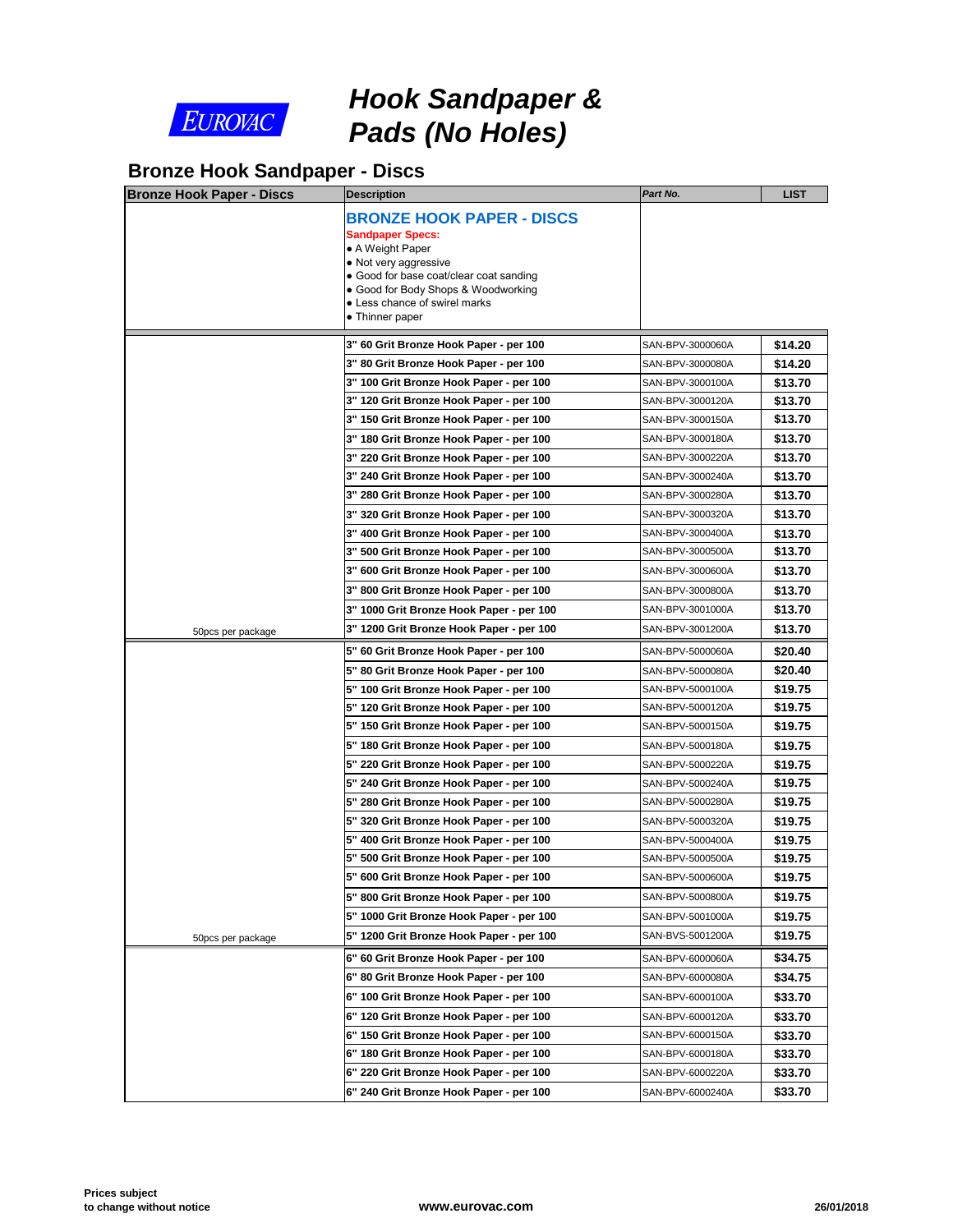EUROVAC

# Hook Sandpaper & Pads (No Holes)

## Bronze Hook Sandpaper - Discs

| Bronze Hook Paper - Discs | Description | Part No. | LIST |
|---|---|---|---|
| | **BRONZE HOOK PAPER - DISCS**<br>**Sandpaper Specs:**<br>• A Weight Paper<br>• Not very aggressive<br>• Good for base coat/clear coat sanding<br>• Good for Body Shops & Woodworking<br>• Less chance of swirel marks<br>• Thinner paper | | |
| | **3" 60 Grit Bronze Hook Paper - per 100** | SAN-BPV-3000060A | **$14.20** |
| | **3" 80 Grit Bronze Hook Paper - per 100** | SAN-BPV-3000080A | **$14.20** |
| | **3" 100 Grit Bronze Hook Paper - per 100** | SAN-BPV-3000100A | **$13.70** |
| | **3" 120 Grit Bronze Hook Paper - per 100** | SAN-BPV-3000120A | **$13.70** |
| | **3" 150 Grit Bronze Hook Paper - per 100** | SAN-BPV-3000150A | **$13.70** |
| | **3" 180 Grit Bronze Hook Paper - per 100** | SAN-BPV-3000180A | **$13.70** |
| | **3" 220 Grit Bronze Hook Paper - per 100** | SAN-BPV-3000220A | **$13.70** |
| | **3" 240 Grit Bronze Hook Paper - per 100** | SAN-BPV-3000240A | **$13.70** |
| | **3" 280 Grit Bronze Hook Paper - per 100** | SAN-BPV-3000280A | **$13.70** |
| | **3" 320 Grit Bronze Hook Paper - per 100** | SAN-BPV-3000320A | **$13.70** |
| | **3" 400 Grit Bronze Hook Paper - per 100** | SAN-BPV-3000400A | **$13.70** |
| | **3" 500 Grit Bronze Hook Paper - per 100** | SAN-BPV-3000500A | **$13.70** |
| | **3" 600 Grit Bronze Hook Paper - per 100** | SAN-BPV-3000600A | **$13.70** |
| | **3" 800 Grit Bronze Hook Paper - per 100** | SAN-BPV-3000800A | **$13.70** |
| | **3" 1000 Grit Bronze Hook Paper - per 100** | SAN-BPV-3001000A | **$13.70** |
| 50pcs per package | **3" 1200 Grit Bronze Hook Paper - per 100** | SAN-BPV-3001200A | **$13.70** |
| | **5" 60 Grit Bronze Hook Paper - per 100** | SAN-BPV-5000060A | **$20.40** |
| | **5" 80 Grit Bronze Hook Paper - per 100** | SAN-BPV-5000080A | **$20.40** |
| | **5" 100 Grit Bronze Hook Paper - per 100** | SAN-BPV-5000100A | **$19.75** |
| | **5" 120 Grit Bronze Hook Paper - per 100** | SAN-BPV-5000120A | **$19.75** |
| | **5" 150 Grit Bronze Hook Paper - per 100** | SAN-BPV-5000150A | **$19.75** |
| | **5" 180 Grit Bronze Hook Paper - per 100** | SAN-BPV-5000180A | **$19.75** |
| | **5" 220 Grit Bronze Hook Paper - per 100** | SAN-BPV-5000220A | **$19.75** |
| | **5" 240 Grit Bronze Hook Paper - per 100** | SAN-BPV-5000240A | **$19.75** |
| | **5" 280 Grit Bronze Hook Paper - per 100** | SAN-BPV-5000280A | **$19.75** |
| | **5" 320 Grit Bronze Hook Paper - per 100** | SAN-BPV-5000320A | **$19.75** |
| | **5" 400 Grit Bronze Hook Paper - per 100** | SAN-BPV-5000400A | **$19.75** |
| | **5" 500 Grit Bronze Hook Paper - per 100** | SAN-BPV-5000500A | **$19.75** |
| | **5" 600 Grit Bronze Hook Paper - per 100** | SAN-BPV-5000600A | **$19.75** |
| | **5" 800 Grit Bronze Hook Paper - per 100** | SAN-BPV-5000800A | **$19.75** |
| | **5" 1000 Grit Bronze Hook Paper - per 100** | SAN-BPV-5001000A | **$19.75** |
| 50pcs per package | **5" 1200 Grit Bronze Hook Paper - per 100** | SAN-BVS-5001200A | **$19.75** |
| | **6" 60 Grit Bronze Hook Paper - per 100** | SAN-BPV-6000060A | **$34.75** |
| | **6" 80 Grit Bronze Hook Paper - per 100** | SAN-BPV-6000080A | **$34.75** |
| | **6" 100 Grit Bronze Hook Paper - per 100** | SAN-BPV-6000100A | **$33.70** |
| | **6" 120 Grit Bronze Hook Paper - per 100** | SAN-BPV-6000120A | **$33.70** |
| | **6" 150 Grit Bronze Hook Paper - per 100** | SAN-BPV-6000150A | **$33.70** |
| | **6" 180 Grit Bronze Hook Paper - per 100** | SAN-BPV-6000180A | **$33.70** |
| | **6" 220 Grit Bronze Hook Paper - per 100** | SAN-BPV-6000220A | **$33.70** |
| | **6" 240 Grit Bronze Hook Paper - per 100** | SAN-BPV-6000240A | **$33.70** |

**Prices subject to change without notice** **www.eurovac.com** **26/01/2018**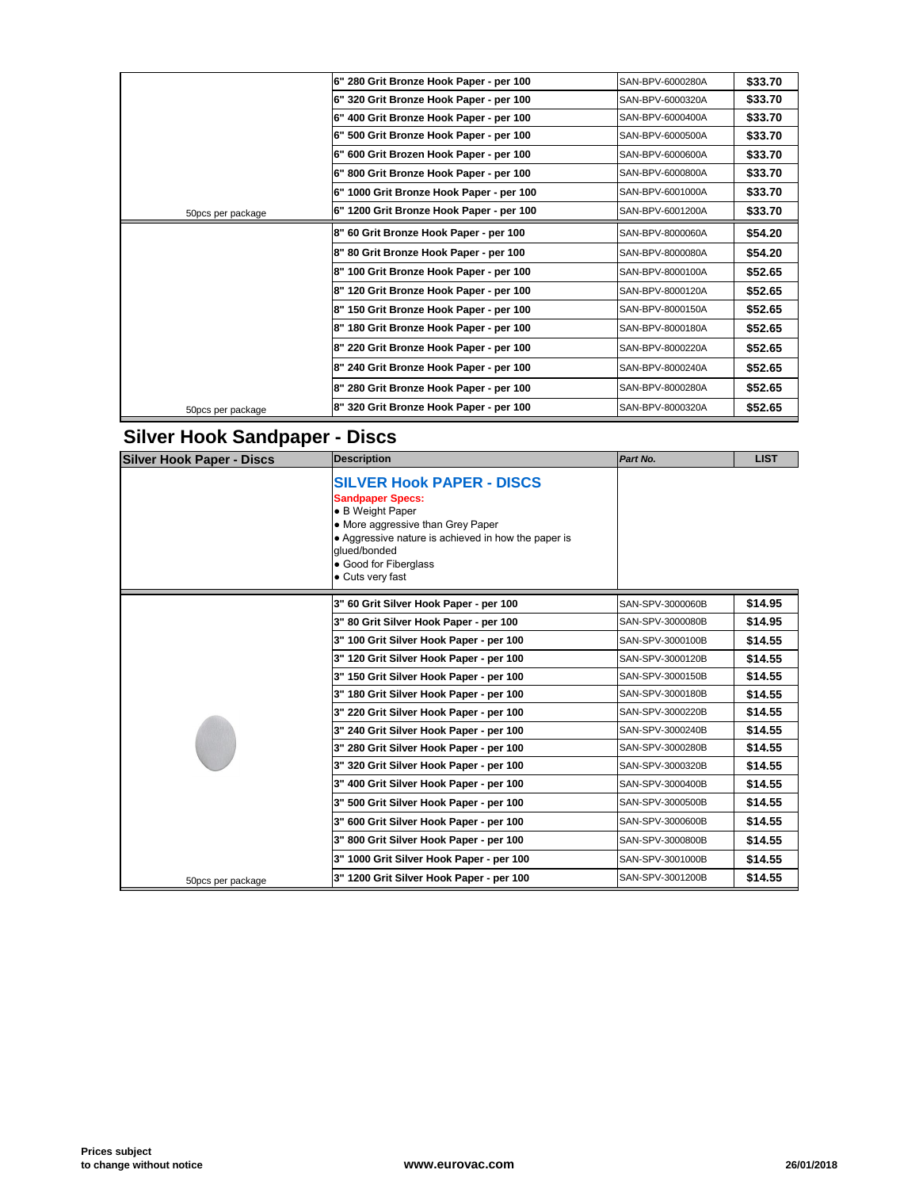| | | | |
|---|---|---|---|
| | 6" 280 Grit Bronze Hook Paper - per 100 | SAN-BPV-6000280A | $33.70 |
| | 6" 320 Grit Bronze Hook Paper - per 100 | SAN-BPV-6000320A | $33.70 |
| | 6" 400 Grit Bronze Hook Paper - per 100 | SAN-BPV-6000400A | $33.70 |
| | 6" 500 Grit Bronze Hook Paper - per 100 | SAN-BPV-6000500A | $33.70 |
| | 6" 600 Grit Brozen Hook Paper - per 100 | SAN-BPV-6000600A | $33.70 |
| | 6" 800 Grit Bronze Hook Paper - per 100 | SAN-BPV-6000800A | $33.70 |
| | 6" 1000 Grit Bronze Hook Paper - per 100 | SAN-BPV-6001000A | $33.70 |
| 50pcs per package | 6" 1200 Grit Bronze Hook Paper - per 100 | SAN-BPV-6001200A | $33.70 |
| | 8" 60 Grit Bronze Hook Paper - per 100 | SAN-BPV-8000060A | $54.20 |
| | 8" 80 Grit Bronze Hook Paper - per 100 | SAN-BPV-8000080A | $54.20 |
| | 8" 100 Grit Bronze Hook Paper - per 100 | SAN-BPV-8000100A | $52.65 |
| | 8" 120 Grit Bronze Hook Paper - per 100 | SAN-BPV-8000120A | $52.65 |
| | 8" 150 Grit Bronze Hook Paper - per 100 | SAN-BPV-8000150A | $52.65 |
| | 8" 180 Grit Bronze Hook Paper - per 100 | SAN-BPV-8000180A | $52.65 |
| | 8" 220 Grit Bronze Hook Paper - per 100 | SAN-BPV-8000220A | $52.65 |
| | 8" 240 Grit Bronze Hook Paper - per 100 | SAN-BPV-8000240A | $52.65 |
| | 8" 280 Grit Bronze Hook Paper - per 100 | SAN-BPV-8000280A | $52.65 |
| 50pcs per package | 8" 320 Grit Bronze Hook Paper - per 100 | SAN-BPV-8000320A | $52.65 |

## Silver Hook Sandpaper - Discs

| Silver Hook Paper - Discs | Description | *Part No.* | LIST |
|---|---|---|---|
| | **SILVER Hook PAPER - DISCS**<br>**Sandpaper Specs:**<br>• B Weight Paper<br>• More aggressive than Grey Paper<br>• Aggressive nature is achieved in how the paper is glued/bonded<br>• Good for Fiberglass<br>• Cuts very fast | | |
| | 3" 60 Grit Silver Hook Paper - per 100 | SAN-SPV-3000060B | $14.95 |
| | 3" 80 Grit Silver Hook Paper - per 100 | SAN-SPV-3000080B | $14.95 |
| | 3" 100 Grit Silver Hook Paper - per 100 | SAN-SPV-3000100B | $14.55 |
| | 3" 120 Grit Silver Hook Paper - per 100 | SAN-SPV-3000120B | $14.55 |
| | 3" 150 Grit Silver Hook Paper - per 100 | SAN-SPV-3000150B | $14.55 |
| | 3" 180 Grit Silver Hook Paper - per 100 | SAN-SPV-3000180B | $14.55 |
| | 3" 220 Grit Silver Hook Paper - per 100 | SAN-SPV-3000220B | $14.55 |
| | 3" 240 Grit Silver Hook Paper - per 100 | SAN-SPV-3000240B | $14.55 |
| | 3" 280 Grit Silver Hook Paper - per 100 | SAN-SPV-3000280B | $14.55 |
| | 3" 320 Grit Silver Hook Paper - per 100 | SAN-SPV-3000320B | $14.55 |
| | 3" 400 Grit Silver Hook Paper - per 100 | SAN-SPV-3000400B | $14.55 |
| | 3" 500 Grit Silver Hook Paper - per 100 | SAN-SPV-3000500B | $14.55 |
| | 3" 600 Grit Silver Hook Paper - per 100 | SAN-SPV-3000600B | $14.55 |
| | 3" 800 Grit Silver Hook Paper - per 100 | SAN-SPV-3000800B | $14.55 |
| | 3" 1000 Grit Silver Hook Paper - per 100 | SAN-SPV-3001000B | $14.55 |
| 50pcs per package | 3" 1200 Grit Silver Hook Paper - per 100 | SAN-SPV-3001200B | $14.55 |

**Prices subject to change without notice** | **www.eurovac.com** | **26/01/2018**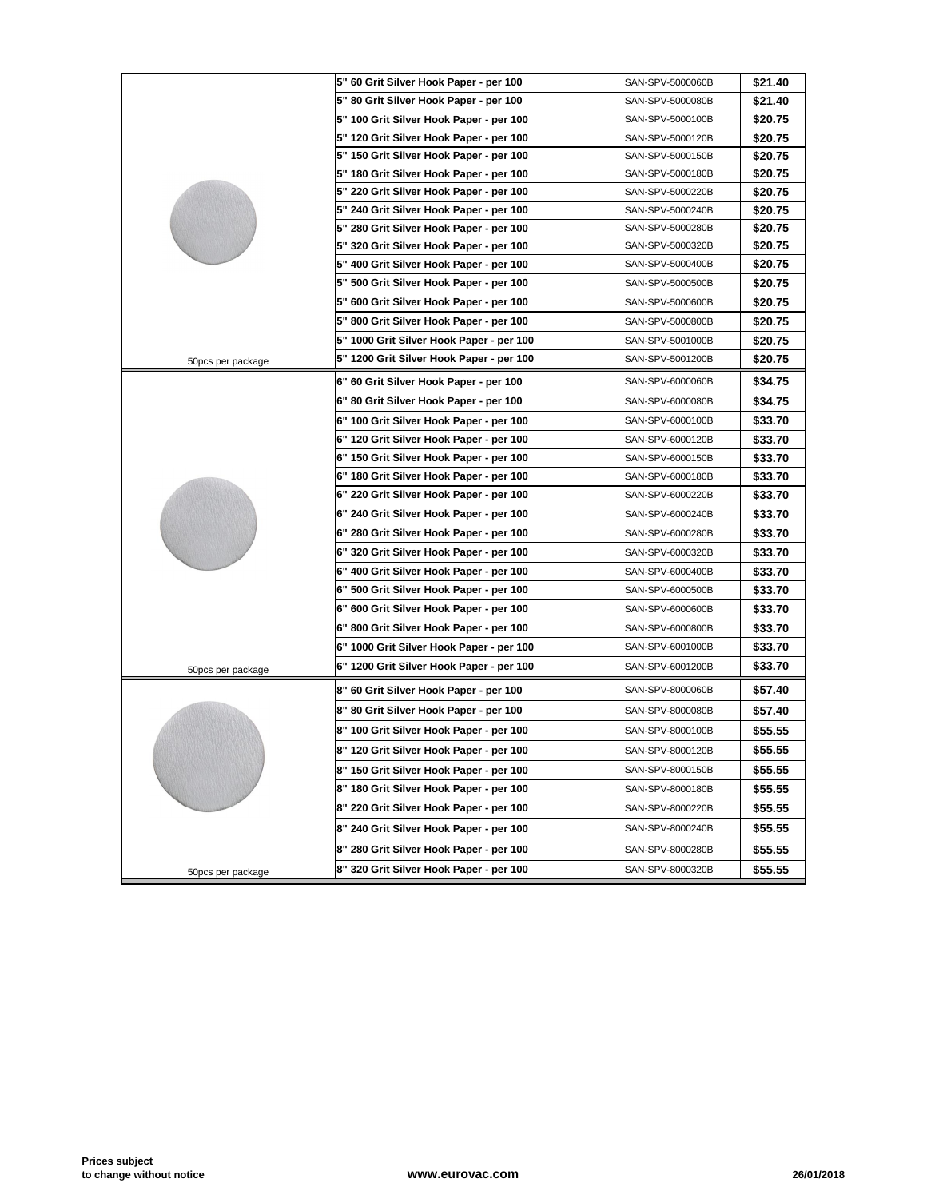| | | | |
|---|---|---|---|
| | 5" 60 Grit Silver Hook Paper - per 100 | SAN-SPV-5000060B | $21.40 |
| | 5" 80 Grit Silver Hook Paper - per 100 | SAN-SPV-5000080B | $21.40 |
| | 5" 100 Grit Silver Hook Paper - per 100 | SAN-SPV-5000100B | $20.75 |
| | 5" 120 Grit Silver Hook Paper - per 100 | SAN-SPV-5000120B | $20.75 |
| | 5" 150 Grit Silver Hook Paper - per 100 | SAN-SPV-5000150B | $20.75 |
| | 5" 180 Grit Silver Hook Paper - per 100 | SAN-SPV-5000180B | $20.75 |
| | 5" 220 Grit Silver Hook Paper - per 100 | SAN-SPV-5000220B | $20.75 |
| | 5" 240 Grit Silver Hook Paper - per 100 | SAN-SPV-5000240B | $20.75 |
| | 5" 280 Grit Silver Hook Paper - per 100 | SAN-SPV-5000280B | $20.75 |
| | 5" 320 Grit Silver Hook Paper - per 100 | SAN-SPV-5000320B | $20.75 |
| | 5" 400 Grit Silver Hook Paper - per 100 | SAN-SPV-5000400B | $20.75 |
| | 5" 500 Grit Silver Hook Paper - per 100 | SAN-SPV-5000500B | $20.75 |
| | 5" 600 Grit Silver Hook Paper - per 100 | SAN-SPV-5000600B | $20.75 |
| | 5" 800 Grit Silver Hook Paper - per 100 | SAN-SPV-5000800B | $20.75 |
| | 5" 1000 Grit Silver Hook Paper - per 100 | SAN-SPV-5001000B | $20.75 |
| 50pcs per package | 5" 1200 Grit Silver Hook Paper - per 100 | SAN-SPV-5001200B | $20.75 |
| | 6" 60 Grit Silver Hook Paper - per 100 | SAN-SPV-6000060B | $34.75 |
| | 6" 80 Grit Silver Hook Paper - per 100 | SAN-SPV-6000080B | $34.75 |
| | 6" 100 Grit Silver Hook Paper - per 100 | SAN-SPV-6000100B | $33.70 |
| | 6" 120 Grit Silver Hook Paper - per 100 | SAN-SPV-6000120B | $33.70 |
| | 6" 150 Grit Silver Hook Paper - per 100 | SAN-SPV-6000150B | $33.70 |
| | 6" 180 Grit Silver Hook Paper - per 100 | SAN-SPV-6000180B | $33.70 |
| | 6" 220 Grit Silver Hook Paper - per 100 | SAN-SPV-6000220B | $33.70 |
| | 6" 240 Grit Silver Hook Paper - per 100 | SAN-SPV-6000240B | $33.70 |
| | 6" 280 Grit Silver Hook Paper - per 100 | SAN-SPV-6000280B | $33.70 |
| | 6" 320 Grit Silver Hook Paper - per 100 | SAN-SPV-6000320B | $33.70 |
| | 6" 400 Grit Silver Hook Paper - per 100 | SAN-SPV-6000400B | $33.70 |
| | 6" 500 Grit Silver Hook Paper - per 100 | SAN-SPV-6000500B | $33.70 |
| | 6" 600 Grit Silver Hook Paper - per 100 | SAN-SPV-6000600B | $33.70 |
| | 6" 800 Grit Silver Hook Paper - per 100 | SAN-SPV-6000800B | $33.70 |
| | 6" 1000 Grit Silver Hook Paper - per 100 | SAN-SPV-6001000B | $33.70 |
| 50pcs per package | 6" 1200 Grit Silver Hook Paper - per 100 | SAN-SPV-6001200B | $33.70 |
| | 8" 60 Grit Silver Hook Paper - per 100 | SAN-SPV-8000060B | $57.40 |
| | 8" 80 Grit Silver Hook Paper - per 100 | SAN-SPV-8000080B | $57.40 |
| | 8" 100 Grit Silver Hook Paper - per 100 | SAN-SPV-8000100B | $55.55 |
| | 8" 120 Grit Silver Hook Paper - per 100 | SAN-SPV-8000120B | $55.55 |
| | 8" 150 Grit Silver Hook Paper - per 100 | SAN-SPV-8000150B | $55.55 |
| | 8" 180 Grit Silver Hook Paper - per 100 | SAN-SPV-8000180B | $55.55 |
| | 8" 220 Grit Silver Hook Paper - per 100 | SAN-SPV-8000220B | $55.55 |
| | 8" 240 Grit Silver Hook Paper - per 100 | SAN-SPV-8000240B | $55.55 |
| | 8" 280 Grit Silver Hook Paper - per 100 | SAN-SPV-8000280B | $55.55 |
| 50pcs per package | 8" 320 Grit Silver Hook Paper - per 100 | SAN-SPV-8000320B | $55.55 |

**Prices subject to change without notice** **www.eurovac.com** **26/01/2018**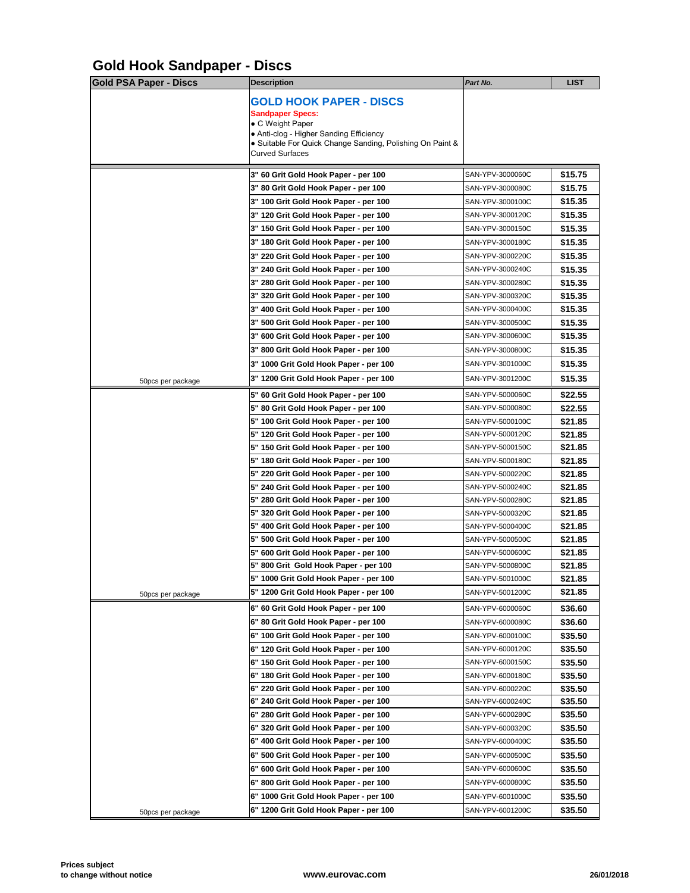# Gold Hook Sandpaper - Discs

| Gold PSA Paper - Discs | Description | *Part No.* | LIST |
|---|---|---|---|
| | **GOLD HOOK PAPER - DISCS**<br>**Sandpaper Specs:**<br>● C Weight Paper<br>● Anti-clog - Higher Sanding Efficiency<br>● Suitable For Quick Change Sanding, Polishing On Paint & Curved Surfaces | | |
| | **3" 60 Grit Gold Hook Paper - per 100** | SAN-YPV-3000060C | **$15.75** |
| | **3" 80 Grit Gold Hook Paper - per 100** | SAN-YPV-3000080C | **$15.75** |
| | **3" 100 Grit Gold Hook Paper - per 100** | SAN-YPV-3000100C | **$15.35** |
| | **3" 120 Grit Gold Hook Paper - per 100** | SAN-YPV-3000120C | **$15.35** |
| | **3" 150 Grit Gold Hook Paper - per 100** | SAN-YPV-3000150C | **$15.35** |
| | **3" 180 Grit Gold Hook Paper - per 100** | SAN-YPV-3000180C | **$15.35** |
| | **3" 220 Grit Gold Hook Paper - per 100** | SAN-YPV-3000220C | **$15.35** |
| | **3" 240 Grit Gold Hook Paper - per 100** | SAN-YPV-3000240C | **$15.35** |
| | **3" 280 Grit Gold Hook Paper - per 100** | SAN-YPV-3000280C | **$15.35** |
| | **3" 320 Grit Gold Hook Paper - per 100** | SAN-YPV-3000320C | **$15.35** |
| | **3" 400 Grit Gold Hook Paper - per 100** | SAN-YPV-3000400C | **$15.35** |
| | **3" 500 Grit Gold Hook Paper - per 100** | SAN-YPV-3000500C | **$15.35** |
| | **3" 600 Grit Gold Hook Paper - per 100** | SAN-YPV-3000600C | **$15.35** |
| | **3" 800 Grit Gold Hook Paper - per 100** | SAN-YPV-3000800C | **$15.35** |
| | **3" 1000 Grit Gold Hook Paper - per 100** | SAN-YPV-3001000C | **$15.35** |
| 50pcs per package | **3" 1200 Grit Gold Hook Paper - per 100** | SAN-YPV-3001200C | **$15.35** |
| | **5" 60 Grit Gold Hook Paper - per 100** | SAN-YPV-5000060C | **$22.55** |
| | **5" 80 Grit Gold Hook Paper - per 100** | SAN-YPV-5000080C | **$22.55** |
| | **5" 100 Grit Gold Hook Paper - per 100** | SAN-YPV-5000100C | **$21.85** |
| | **5" 120 Grit Gold Hook Paper - per 100** | SAN-YPV-5000120C | **$21.85** |
| | **5" 150 Grit Gold Hook Paper - per 100** | SAN-YPV-5000150C | **$21.85** |
| | **5" 180 Grit Gold Hook Paper - per 100** | SAN-YPV-5000180C | **$21.85** |
| | **5" 220 Grit Gold Hook Paper - per 100** | SAN-YPV-5000220C | **$21.85** |
| | **5" 240 Grit Gold Hook Paper - per 100** | SAN-YPV-5000240C | **$21.85** |
| | **5" 280 Grit Gold Hook Paper - per 100** | SAN-YPV-5000280C | **$21.85** |
| | **5" 320 Grit Gold Hook Paper - per 100** | SAN-YPV-5000320C | **$21.85** |
| | **5" 400 Grit Gold Hook Paper - per 100** | SAN-YPV-5000400C | **$21.85** |
| | **5" 500 Grit Gold Hook Paper - per 100** | SAN-YPV-5000500C | **$21.85** |
| | **5" 600 Grit Gold Hook Paper - per 100** | SAN-YPV-5000600C | **$21.85** |
| | **5" 800 Grit Gold Hook Paper - per 100** | SAN-YPV-5000800C | **$21.85** |
| | **5" 1000 Grit Gold Hook Paper - per 100** | SAN-YPV-5001000C | **$21.85** |
| 50pcs per package | **5" 1200 Grit Gold Hook Paper - per 100** | SAN-YPV-5001200C | **$21.85** |
| | **6" 60 Grit Gold Hook Paper - per 100** | SAN-YPV-6000060C | **$36.60** |
| | **6" 80 Grit Gold Hook Paper - per 100** | SAN-YPV-6000080C | **$36.60** |
| | **6" 100 Grit Gold Hook Paper - per 100** | SAN-YPV-6000100C | **$35.50** |
| | **6" 120 Grit Gold Hook Paper - per 100** | SAN-YPV-6000120C | **$35.50** |
| | **6" 150 Grit Gold Hook Paper - per 100** | SAN-YPV-6000150C | **$35.50** |
| | **6" 180 Grit Gold Hook Paper - per 100** | SAN-YPV-6000180C | **$35.50** |
| | **6" 220 Grit Gold Hook Paper - per 100** | SAN-YPV-6000220C | **$35.50** |
| | **6" 240 Grit Gold Hook Paper - per 100** | SAN-YPV-6000240C | **$35.50** |
| | **6" 280 Grit Gold Hook Paper - per 100** | SAN-YPV-6000280C | **$35.50** |
| | **6" 320 Grit Gold Hook Paper - per 100** | SAN-YPV-6000320C | **$35.50** |
| | **6" 400 Grit Gold Hook Paper - per 100** | SAN-YPV-6000400C | **$35.50** |
| | **6" 500 Grit Gold Hook Paper - per 100** | SAN-YPV-6000500C | **$35.50** |
| | **6" 600 Grit Gold Hook Paper - per 100** | SAN-YPV-6000600C | **$35.50** |
| | **6" 800 Grit Gold Hook Paper - per 100** | SAN-YPV-6000800C | **$35.50** |
| | **6" 1000 Grit Gold Hook Paper - per 100** | SAN-YPV-6001000C | **$35.50** |
| 50pcs per package | **6" 1200 Grit Gold Hook Paper - per 100** | SAN-YPV-6001200C | **$35.50** |

**Prices subject to change without notice** | **www.eurovac.com** | **26/01/2018**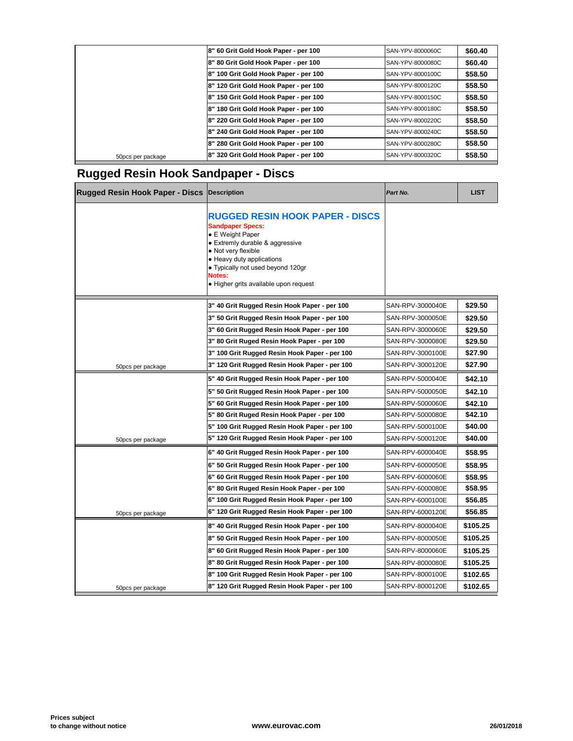| | | | |
|---|---|---|---|
| | 8" 60 Grit Gold Hook Paper - per 100 | SAN-YPV-8000060C | $60.40 |
| | 8" 80 Grit Gold Hook Paper - per 100 | SAN-YPV-8000080C | $60.40 |
| | 8" 100 Grit Gold Hook Paper - per 100 | SAN-YPV-8000100C | $58.50 |
| | 8" 120 Grit Gold Hook Paper - per 100 | SAN-YPV-8000120C | $58.50 |
| | 8" 150 Grit Gold Hook Paper - per 100 | SAN-YPV-8000150C | $58.50 |
| | 8" 180 Grit Gold Hook Paper - per 100 | SAN-YPV-8000180C | $58.50 |
| | 8" 220 Grit Gold Hook Paper - per 100 | SAN-YPV-8000220C | $58.50 |
| | 8" 240 Grit Gold Hook Paper - per 100 | SAN-YPV-8000240C | $58.50 |
| | 8" 280 Grit Gold Hook Paper - per 100 | SAN-YPV-8000280C | $58.50 |
| 50pcs per package | 8" 320 Grit Gold Hook Paper - per 100 | SAN-YPV-8000320C | $58.50 |

## Rugged Resin Hook Sandpaper - Discs

| Rugged Resin Hook Paper - Discs | Description | *Part No.* | LIST |
|---|---|---|---|
| | **RUGGED RESIN HOOK PAPER - DISCS**<br>**Sandpaper Specs:**<br>• E Weight Paper<br>• Extremly durable & aggressive<br>• Not very flexible<br>• Heavy duty applications<br>• Typically not used beyond 120gr<br>**Notes:**<br>• Higher grits available upon request | | |
| | 3" 40 Grit Rugged Resin Hook Paper - per 100 | SAN-RPV-3000040E | $29.50 |
| | 3" 50 Grit Rugged Resin Hook Paper - per 100 | SAN-RPV-3000050E | $29.50 |
| | 3" 60 Grit Rugged Resin Hook Paper - per 100 | SAN-RPV-3000060E | $29.50 |
| | 3" 80 Grit Ruged Resin Hook Paper - per 100 | SAN-RPV-3000080E | $29.50 |
| | 3" 100 Grit Rugged Resin Hook Paper - per 100 | SAN-RPV-3000100E | $27.90 |
| 50pcs per package | 3" 120 Grit Rugged Resin Hook Paper - per 100 | SAN-RPV-3000120E | $27.90 |
| | 5" 40 Grit Rugged Resin Hook Paper - per 100 | SAN-RPV-5000040E | $42.10 |
| | 5" 50 Grit Rugged Resin Hook Paper - per 100 | SAN-RPV-5000050E | $42.10 |
| | 5" 60 Grit Rugged Resin Hook Paper - per 100 | SAN-RPV-5000060E | $42.10 |
| | 5" 80 Grit Ruged Resin Hook Paper - per 100 | SAN-RPV-5000080E | $42.10 |
| | 5" 100 Grit Rugged Resin Hook Paper - per 100 | SAN-RPV-5000100E | $40.00 |
| 50pcs per package | 5" 120 Grit Rugged Resin Hook Paper - per 100 | SAN-RPV-5000120E | $40.00 |
| | 6" 40 Grit Rugged Resin Hook Paper - per 100 | SAN-RPV-6000040E | $58.95 |
| | 6" 50 Grit Rugged Resin Hook Paper - per 100 | SAN-RPV-6000050E | $58.95 |
| | 6" 60 Grit Rugged Resin Hook Paper - per 100 | SAN-RPV-6000060E | $58.95 |
| | 6" 80 Grit Ruged Resin Hook Paper - per 100 | SAN-RPV-6000080E | $58.95 |
| | 6" 100 Grit Rugged Resin Hook Paper - per 100 | SAN-RPV-6000100E | $56.85 |
| 50pcs per package | 6" 120 Grit Rugged Resin Hook Paper - per 100 | SAN-RPV-6000120E | $56.85 |
| | 8" 40 Grit Rugged Resin Hook Paper - per 100 | SAN-RPV-8000040E | $105.25 |
| | 8" 50 Grit Rugged Resin Hook Paper - per 100 | SAN-RPV-8000050E | $105.25 |
| | 8" 60 Grit Rugged Resin Hook Paper - per 100 | SAN-RPV-8000060E | $105.25 |
| | 8" 80 Grit Rugged Resin Hook Paper - per 100 | SAN-RPV-8000080E | $105.25 |
| | 8" 100 Grit Rugged Resin Hook Paper - per 100 | SAN-RPV-8000100E | $102.65 |
| 50pcs per package | 8" 120 Grit Rugged Resin Hook Paper - per 100 | SAN-RPV-8000120E | $102.65 |

**Prices subject to change without notice** **www.eurovac.com** **26/01/2018**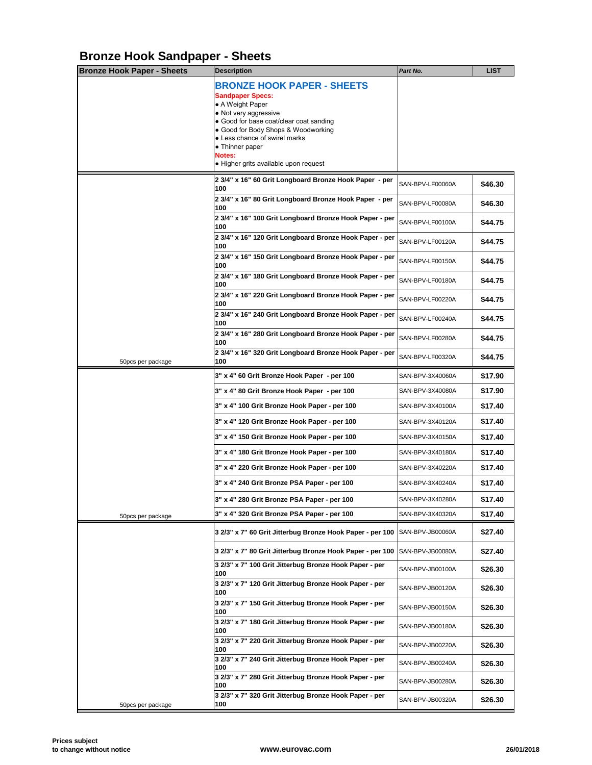# Bronze Hook Sandpaper - Sheets

| Bronze Hook Paper - Sheets | Description | Part No. | LIST |
|---|---|---|---|
| | **BRONZE HOOK PAPER - SHEETS**<br>**Sandpaper Specs:**<br>• A Weight Paper<br>• Not very aggressive<br>• Good for base coat/clear coat sanding<br>• Good for Body Shops & Woodworking<br>• Less chance of swirel marks<br>• Thinner paper<br>**Notes:**<br>• Higher grits available upon request | | |
| | **2 3/4" x 16" 60 Grit Longboard Bronze Hook Paper - per 100** | SAN-BPV-LF00060A | **$46.30** |
| | **2 3/4" x 16" 80 Grit Longboard Bronze Hook Paper - per 100** | SAN-BPV-LF00080A | **$46.30** |
| | **2 3/4" x 16" 100 Grit Longboard Bronze Hook Paper - per 100** | SAN-BPV-LF00100A | **$44.75** |
| | **2 3/4" x 16" 120 Grit Longboard Bronze Hook Paper - per 100** | SAN-BPV-LF00120A | **$44.75** |
| | **2 3/4" x 16" 150 Grit Longboard Bronze Hook Paper - per 100** | SAN-BPV-LF00150A | **$44.75** |
| | **2 3/4" x 16" 180 Grit Longboard Bronze Hook Paper - per 100** | SAN-BPV-LF00180A | **$44.75** |
| | **2 3/4" x 16" 220 Grit Longboard Bronze Hook Paper - per 100** | SAN-BPV-LF00220A | **$44.75** |
| | **2 3/4" x 16" 240 Grit Longboard Bronze Hook Paper - per 100** | SAN-BPV-LF00240A | **$44.75** |
| | **2 3/4" x 16" 280 Grit Longboard Bronze Hook Paper - per 100** | SAN-BPV-LF00280A | **$44.75** |
| 50pcs per package | **2 3/4" x 16" 320 Grit Longboard Bronze Hook Paper - per 100** | SAN-BPV-LF00320A | **$44.75** |
| | **3" x 4" 60 Grit Bronze Hook Paper - per 100** | SAN-BPV-3X40060A | **$17.90** |
| | **3" x 4" 80 Grit Bronze Hook Paper - per 100** | SAN-BPV-3X40080A | **$17.90** |
| | **3" x 4" 100 Grit Bronze Hook Paper - per 100** | SAN-BPV-3X40100A | **$17.40** |
| | **3" x 4" 120 Grit Bronze Hook Paper - per 100** | SAN-BPV-3X40120A | **$17.40** |
| | **3" x 4" 150 Grit Bronze Hook Paper - per 100** | SAN-BPV-3X40150A | **$17.40** |
| | **3" x 4" 180 Grit Bronze Hook Paper - per 100** | SAN-BPV-3X40180A | **$17.40** |
| | **3" x 4" 220 Grit Bronze Hook Paper - per 100** | SAN-BPV-3X40220A | **$17.40** |
| | **3" x 4" 240 Grit Bronze PSA Paper - per 100** | SAN-BPV-3X40240A | **$17.40** |
| | **3" x 4" 280 Grit Bronze PSA Paper - per 100** | SAN-BPV-3X40280A | **$17.40** |
| 50pcs per package | **3" x 4" 320 Grit Bronze PSA Paper - per 100** | SAN-BPV-3X40320A | **$17.40** |
| | **3 2/3" x 7" 60 Grit Jitterbug Bronze Hook Paper - per 100** | SAN-BPV-JB00060A | **$27.40** |
| | **3 2/3" x 7" 80 Grit Jitterbug Bronze Hook Paper - per 100** | SAN-BPV-JB00080A | **$27.40** |
| | **3 2/3" x 7" 100 Grit Jitterbug Bronze Hook Paper - per 100** | SAN-BPV-JB00100A | **$26.30** |
| | **3 2/3" x 7" 120 Grit Jitterbug Bronze Hook Paper - per 100** | SAN-BPV-JB00120A | **$26.30** |
| | **3 2/3" x 7" 150 Grit Jitterbug Bronze Hook Paper - per 100** | SAN-BPV-JB00150A | **$26.30** |
| | **3 2/3" x 7" 180 Grit Jitterbug Bronze Hook Paper - per 100** | SAN-BPV-JB00180A | **$26.30** |
| | **3 2/3" x 7" 220 Grit Jitterbug Bronze Hook Paper - per 100** | SAN-BPV-JB00220A | **$26.30** |
| | **3 2/3" x 7" 240 Grit Jitterbug Bronze Hook Paper - per 100** | SAN-BPV-JB00240A | **$26.30** |
| | **3 2/3" x 7" 280 Grit Jitterbug Bronze Hook Paper - per 100** | SAN-BPV-JB00280A | **$26.30** |
| 50pcs per package | **3 2/3" x 7" 320 Grit Jitterbug Bronze Hook Paper - per 100** | SAN-BPV-JB00320A | **$26.30** |

**Prices subject to change without notice** **www.eurovac.com** **26/01/2018**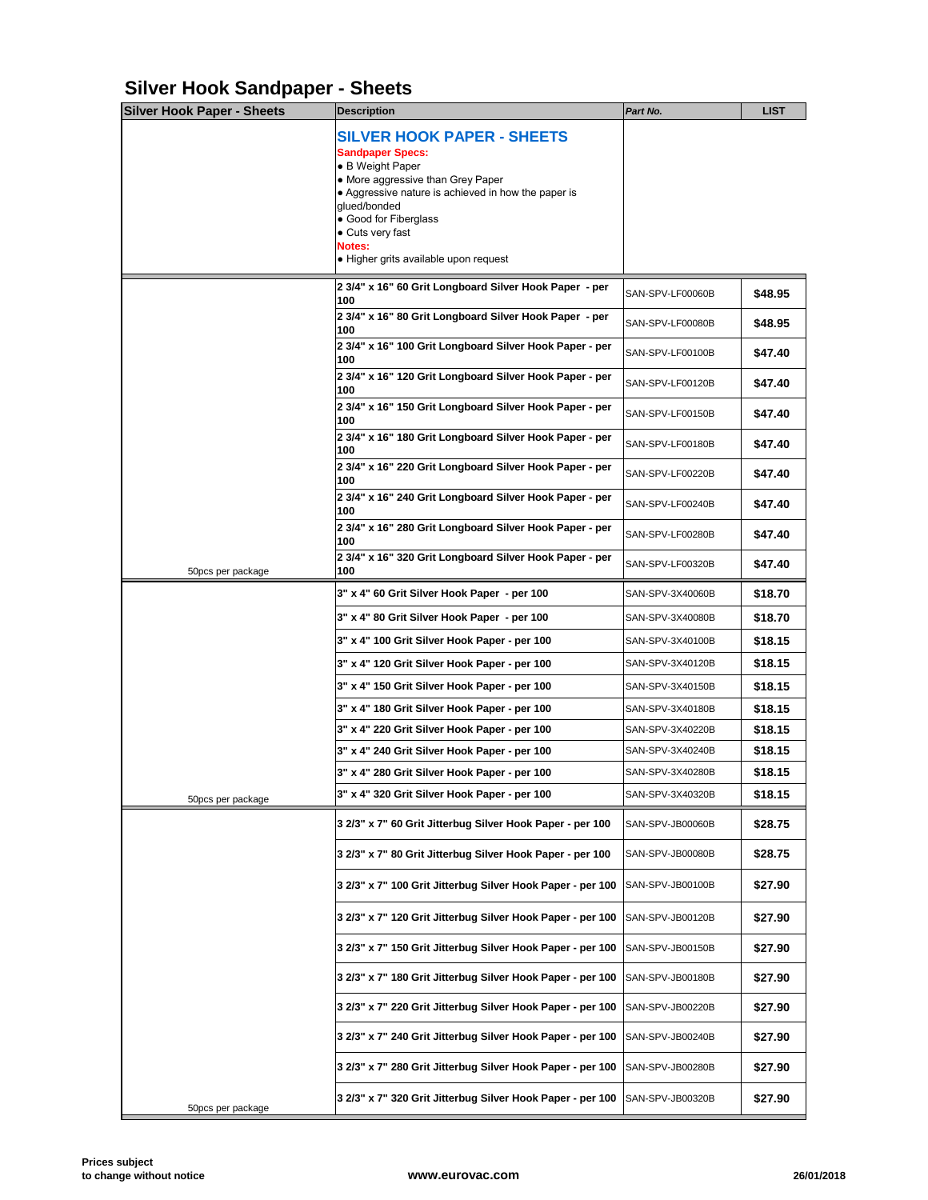# Silver Hook Sandpaper - Sheets

| Silver Hook Paper - Sheets | Description | Part No. | LIST |
|---|---|---|---|
| | **SILVER HOOK PAPER - SHEETS**<br>**Sandpaper Specs:**<br>• B Weight Paper<br>• More aggressive than Grey Paper<br>• Aggressive nature is achieved in how the paper is glued/bonded<br>• Good for Fiberglass<br>• Cuts very fast<br>**Notes:**<br>• Higher grits available upon request | | |
| | **2 3/4" x 16" 60 Grit Longboard Silver Hook Paper - per 100** | SAN-SPV-LF00060B | **$48.95** |
| | **2 3/4" x 16" 80 Grit Longboard Silver Hook Paper - per 100** | SAN-SPV-LF00080B | **$48.95** |
| | **2 3/4" x 16" 100 Grit Longboard Silver Hook Paper - per 100** | SAN-SPV-LF00100B | **$47.40** |
| | **2 3/4" x 16" 120 Grit Longboard Silver Hook Paper - per 100** | SAN-SPV-LF00120B | **$47.40** |
| | **2 3/4" x 16" 150 Grit Longboard Silver Hook Paper - per 100** | SAN-SPV-LF00150B | **$47.40** |
| | **2 3/4" x 16" 180 Grit Longboard Silver Hook Paper - per 100** | SAN-SPV-LF00180B | **$47.40** |
| | **2 3/4" x 16" 220 Grit Longboard Silver Hook Paper - per 100** | SAN-SPV-LF00220B | **$47.40** |
| | **2 3/4" x 16" 240 Grit Longboard Silver Hook Paper - per 100** | SAN-SPV-LF00240B | **$47.40** |
| | **2 3/4" x 16" 280 Grit Longboard Silver Hook Paper - per 100** | SAN-SPV-LF00280B | **$47.40** |
| 50pcs per package | **2 3/4" x 16" 320 Grit Longboard Silver Hook Paper - per 100** | SAN-SPV-LF00320B | **$47.40** |
| | **3" x 4" 60 Grit Silver Hook Paper - per 100** | SAN-SPV-3X40060B | **$18.70** |
| | **3" x 4" 80 Grit Silver Hook Paper - per 100** | SAN-SPV-3X40080B | **$18.70** |
| | **3" x 4" 100 Grit Silver Hook Paper - per 100** | SAN-SPV-3X40100B | **$18.15** |
| | **3" x 4" 120 Grit Silver Hook Paper - per 100** | SAN-SPV-3X40120B | **$18.15** |
| | **3" x 4" 150 Grit Silver Hook Paper - per 100** | SAN-SPV-3X40150B | **$18.15** |
| | **3" x 4" 180 Grit Silver Hook Paper - per 100** | SAN-SPV-3X40180B | **$18.15** |
| | **3" x 4" 220 Grit Silver Hook Paper - per 100** | SAN-SPV-3X40220B | **$18.15** |
| | **3" x 4" 240 Grit Silver Hook Paper - per 100** | SAN-SPV-3X40240B | **$18.15** |
| | **3" x 4" 280 Grit Silver Hook Paper - per 100** | SAN-SPV-3X40280B | **$18.15** |
| 50pcs per package | **3" x 4" 320 Grit Silver Hook Paper - per 100** | SAN-SPV-3X40320B | **$18.15** |
| | **3 2/3" x 7" 60 Grit Jitterbug Silver Hook Paper - per 100** | SAN-SPV-JB00060B | **$28.75** |
| | **3 2/3" x 7" 80 Grit Jitterbug Silver Hook Paper - per 100** | SAN-SPV-JB00080B | **$28.75** |
| | **3 2/3" x 7" 100 Grit Jitterbug Silver Hook Paper - per 100** | SAN-SPV-JB00100B | **$27.90** |
| | **3 2/3" x 7" 120 Grit Jitterbug Silver Hook Paper - per 100** | SAN-SPV-JB00120B | **$27.90** |
| | **3 2/3" x 7" 150 Grit Jitterbug Silver Hook Paper - per 100** | SAN-SPV-JB00150B | **$27.90** |
| | **3 2/3" x 7" 180 Grit Jitterbug Silver Hook Paper - per 100** | SAN-SPV-JB00180B | **$27.90** |
| | **3 2/3" x 7" 220 Grit Jitterbug Silver Hook Paper - per 100** | SAN-SPV-JB00220B | **$27.90** |
| | **3 2/3" x 7" 240 Grit Jitterbug Silver Hook Paper - per 100** | SAN-SPV-JB00240B | **$27.90** |
| | **3 2/3" x 7" 280 Grit Jitterbug Silver Hook Paper - per 100** | SAN-SPV-JB00280B | **$27.90** |
| 50pcs per package | **3 2/3" x 7" 320 Grit Jitterbug Silver Hook Paper - per 100** | SAN-SPV-JB00320B | **$27.90** |

**Prices subject to change without notice**

**www.eurovac.com**

**26/01/2018**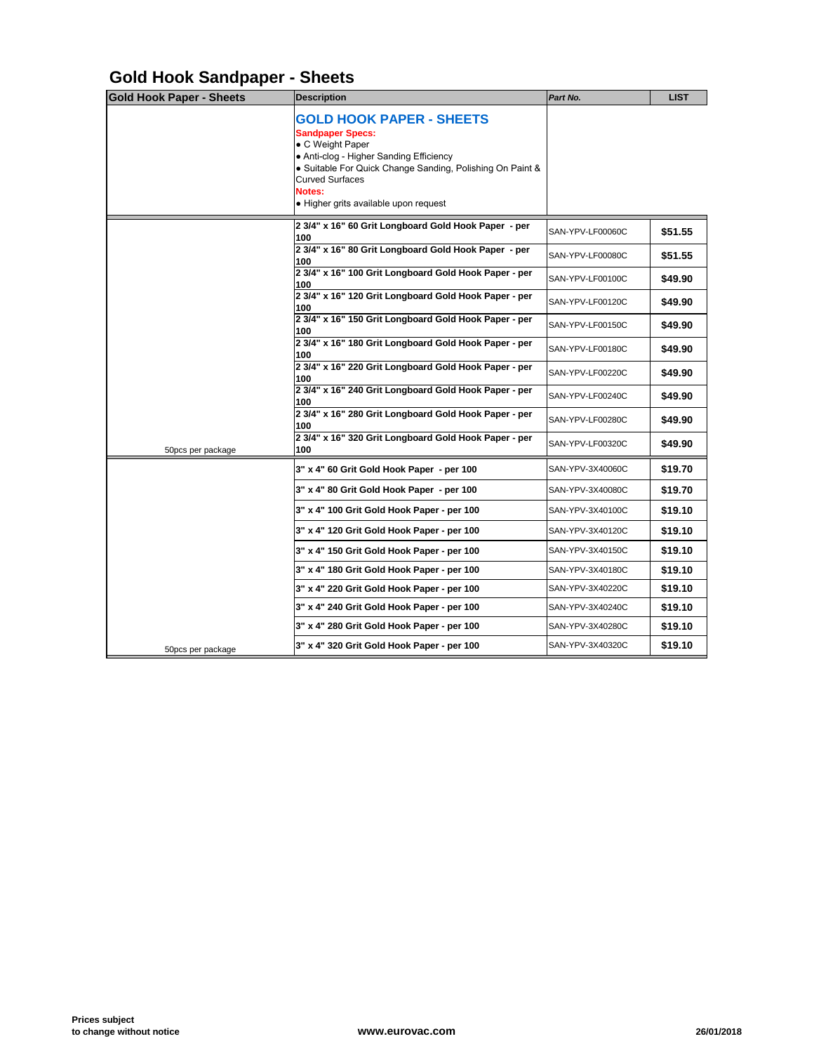# Gold Hook Sandpaper - Sheets

| Gold Hook Paper - Sheets | Description | *Part No.* | LIST |
|---|---|---|---|
| | **GOLD HOOK PAPER - SHEETS**<br>**Sandpaper Specs:**<br>• C Weight Paper<br>• Anti-clog - Higher Sanding Efficiency<br>• Suitable For Quick Change Sanding, Polishing On Paint & Curved Surfaces<br>**Notes:**<br>• Higher grits available upon request | | |
| | **2 3/4" x 16" 60 Grit Longboard Gold Hook Paper - per 100** | SAN-YPV-LF00060C | **$51.55** |
| | **2 3/4" x 16" 80 Grit Longboard Gold Hook Paper - per 100** | SAN-YPV-LF00080C | **$51.55** |
| | **2 3/4" x 16" 100 Grit Longboard Gold Hook Paper - per 100** | SAN-YPV-LF00100C | **$49.90** |
| | **2 3/4" x 16" 120 Grit Longboard Gold Hook Paper - per 100** | SAN-YPV-LF00120C | **$49.90** |
| | **2 3/4" x 16" 150 Grit Longboard Gold Hook Paper - per 100** | SAN-YPV-LF00150C | **$49.90** |
| | **2 3/4" x 16" 180 Grit Longboard Gold Hook Paper - per 100** | SAN-YPV-LF00180C | **$49.90** |
| | **2 3/4" x 16" 220 Grit Longboard Gold Hook Paper - per 100** | SAN-YPV-LF00220C | **$49.90** |
| | **2 3/4" x 16" 240 Grit Longboard Gold Hook Paper - per 100** | SAN-YPV-LF00240C | **$49.90** |
| | **2 3/4" x 16" 280 Grit Longboard Gold Hook Paper - per 100** | SAN-YPV-LF00280C | **$49.90** |
| 50pcs per package | **2 3/4" x 16" 320 Grit Longboard Gold Hook Paper - per 100** | SAN-YPV-LF00320C | **$49.90** |
| | **3" x 4" 60 Grit Gold Hook Paper - per 100** | SAN-YPV-3X40060C | **$19.70** |
| | **3" x 4" 80 Grit Gold Hook Paper - per 100** | SAN-YPV-3X40080C | **$19.70** |
| | **3" x 4" 100 Grit Gold Hook Paper - per 100** | SAN-YPV-3X40100C | **$19.10** |
| | **3" x 4" 120 Grit Gold Hook Paper - per 100** | SAN-YPV-3X40120C | **$19.10** |
| | **3" x 4" 150 Grit Gold Hook Paper - per 100** | SAN-YPV-3X40150C | **$19.10** |
| | **3" x 4" 180 Grit Gold Hook Paper - per 100** | SAN-YPV-3X40180C | **$19.10** |
| | **3" x 4" 220 Grit Gold Hook Paper - per 100** | SAN-YPV-3X40220C | **$19.10** |
| | **3" x 4" 240 Grit Gold Hook Paper - per 100** | SAN-YPV-3X40240C | **$19.10** |
| | **3" x 4" 280 Grit Gold Hook Paper - per 100** | SAN-YPV-3X40280C | **$19.10** |
| 50pcs per package | **3" x 4" 320 Grit Gold Hook Paper - per 100** | SAN-YPV-3X40320C | **$19.10** |

**Prices subject to change without notice**

**www.eurovac.com**

**26/01/2018**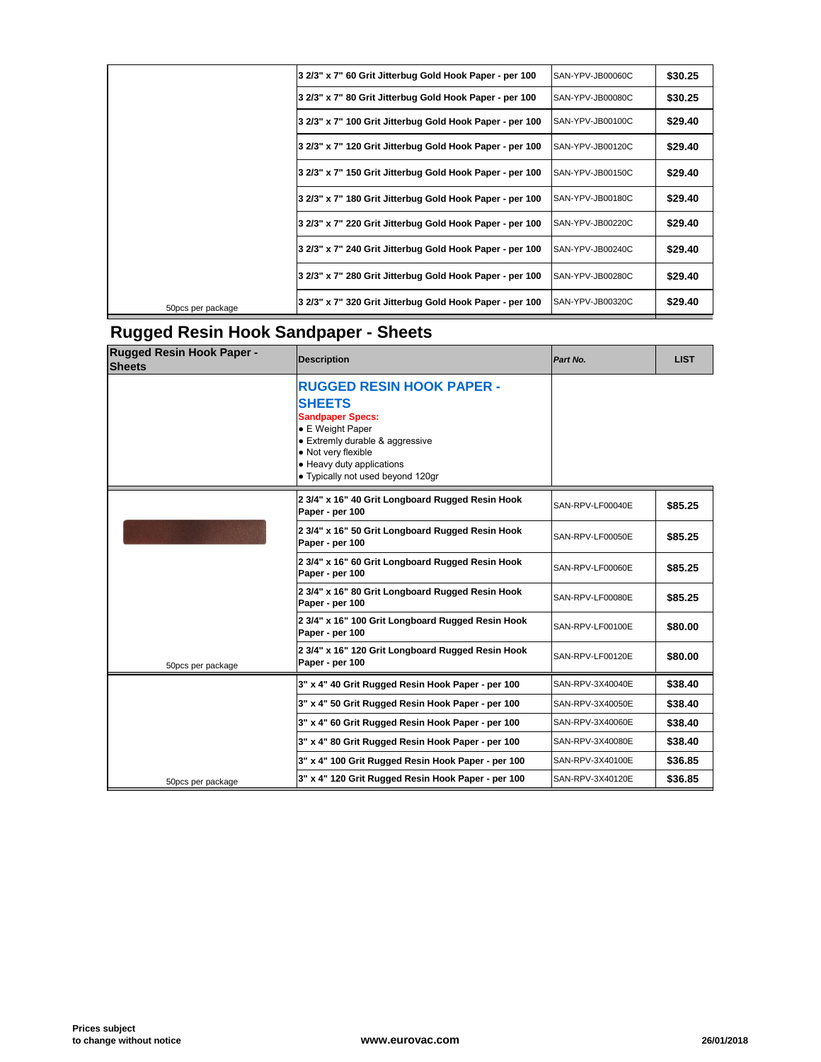| | | | |
|---|---|---|---|
| | 3 2/3" x 7" 60 Grit Jitterbug Gold Hook Paper - per 100 | SAN-YPV-JB00060C | $30.25 |
| | 3 2/3" x 7" 80 Grit Jitterbug Gold Hook Paper - per 100 | SAN-YPV-JB00080C | $30.25 |
| | 3 2/3" x 7" 100 Grit Jitterbug Gold Hook Paper - per 100 | SAN-YPV-JB00100C | $29.40 |
| | 3 2/3" x 7" 120 Grit Jitterbug Gold Hook Paper - per 100 | SAN-YPV-JB00120C | $29.40 |
| | 3 2/3" x 7" 150 Grit Jitterbug Gold Hook Paper - per 100 | SAN-YPV-JB00150C | $29.40 |
| | 3 2/3" x 7" 180 Grit Jitterbug Gold Hook Paper - per 100 | SAN-YPV-JB00180C | $29.40 |
| | 3 2/3" x 7" 220 Grit Jitterbug Gold Hook Paper - per 100 | SAN-YPV-JB00220C | $29.40 |
| | 3 2/3" x 7" 240 Grit Jitterbug Gold Hook Paper - per 100 | SAN-YPV-JB00240C | $29.40 |
| | 3 2/3" x 7" 280 Grit Jitterbug Gold Hook Paper - per 100 | SAN-YPV-JB00280C | $29.40 |
| 50pcs per package | 3 2/3" x 7" 320 Grit Jitterbug Gold Hook Paper - per 100 | SAN-YPV-JB00320C | $29.40 |

## Rugged Resin Hook Sandpaper - Sheets

| Rugged Resin Hook Paper - Sheets | Description | *Part No.* | LIST |
|---|---|---|---|
| | **RUGGED RESIN HOOK PAPER - SHEETS**<br>**Sandpaper Specs:**<br>● E Weight Paper<br>● Extremly durable & aggressive<br>● Not very flexible<br>● Heavy duty applications<br>● Typically not used beyond 120gr | | |
| | 2 3/4" x 16" 40 Grit Longboard Rugged Resin Hook Paper - per 100 | SAN-RPV-LF00040E | $85.25 |
| | 2 3/4" x 16" 50 Grit Longboard Rugged Resin Hook Paper - per 100 | SAN-RPV-LF00050E | $85.25 |
| | 2 3/4" x 16" 60 Grit Longboard Rugged Resin Hook Paper - per 100 | SAN-RPV-LF00060E | $85.25 |
| | 2 3/4" x 16" 80 Grit Longboard Rugged Resin Hook Paper - per 100 | SAN-RPV-LF00080E | $85.25 |
| | 2 3/4" x 16" 100 Grit Longboard Rugged Resin Hook Paper - per 100 | SAN-RPV-LF00100E | $80.00 |
| 50pcs per package | 2 3/4" x 16" 120 Grit Longboard Rugged Resin Hook Paper - per 100 | SAN-RPV-LF00120E | $80.00 |
| | 3" x 4" 40 Grit Rugged Resin Hook Paper - per 100 | SAN-RPV-3X40040E | $38.40 |
| | 3" x 4" 50 Grit Rugged Resin Hook Paper - per 100 | SAN-RPV-3X40050E | $38.40 |
| | 3" x 4" 60 Grit Rugged Resin Hook Paper - per 100 | SAN-RPV-3X40060E | $38.40 |
| | 3" x 4" 80 Grit Rugged Resin Hook Paper - per 100 | SAN-RPV-3X40080E | $38.40 |
| | 3" x 4" 100 Grit Rugged Resin Hook Paper - per 100 | SAN-RPV-3X40100E | $36.85 |
| 50pcs per package | 3" x 4" 120 Grit Rugged Resin Hook Paper - per 100 | SAN-RPV-3X40120E | $36.85 |

**Prices subject to change without notice**

**www.eurovac.com**

**26/01/2018**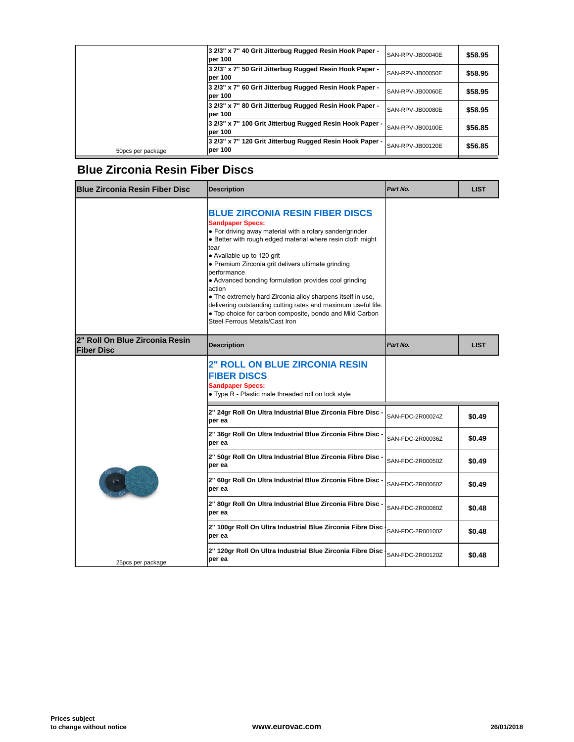| | | | |
|---|---|---|---|
| | 3 2/3" x 7" 40 Grit Jitterbug Rugged Resin Hook Paper - per 100 | SAN-RPV-JB00040E | $58.95 |
| | 3 2/3" x 7" 50 Grit Jitterbug Rugged Resin Hook Paper - per 100 | SAN-RPV-JB00050E | $58.95 |
| | 3 2/3" x 7" 60 Grit Jitterbug Rugged Resin Hook Paper - per 100 | SAN-RPV-JB00060E | $58.95 |
| | 3 2/3" x 7" 80 Grit Jitterbug Rugged Resin Hook Paper - per 100 | SAN-RPV-JB00080E | $58.95 |
| | 3 2/3" x 7" 100 Grit Jitterbug Rugged Resin Hook Paper - per 100 | SAN-RPV-JB00100E | $56.85 |
| 50pcs per package | 3 2/3" x 7" 120 Grit Jitterbug Rugged Resin Hook Paper - per 100 | SAN-RPV-JB00120E | $56.85 |

## Blue Zirconia Resin Fiber Discs

| Blue Zirconia Resin Fiber Disc | Description | *Part No.* | LIST |
|---|---|---|---|
| | **BLUE ZIRCONIA RESIN FIBER DISCS**<br>**Sandpaper Specs:**<br>• For driving away material with a rotary sander/grinder<br>• Better with rough edged material where resin cloth might tear<br>• Available up to 120 grit<br>• Premium Zirconia grit delivers ultimate grinding performance<br>• Advanced bonding formulation provides cool grinding action<br>• The extremely hard Zirconia alloy sharpens itself in use, delivering outstanding cutting rates and maximum useful life.<br>• Top choice for carbon composite, bondo and Mild Carbon Steel Ferrous Metals/Cast Iron | | |

| 2" Roll On Blue Zirconia Resin Fiber Disc | Description | *Part No.* | LIST |
|---|---|---|---|
| | **2" ROLL ON BLUE ZIRCONIA RESIN FIBER DISCS**<br>**Sandpaper Specs:**<br>• Type R - Plastic male threaded roll on lock style | | |
| | 2" 24gr Roll On Ultra Industrial Blue Zirconia Fibre Disc - per ea | SAN-FDC-2R00024Z | $0.49 |
| | 2" 36gr Roll On Ultra Industrial Blue Zirconia Fibre Disc - per ea | SAN-FDC-2R00036Z | $0.49 |
| | 2" 50gr Roll On Ultra Industrial Blue Zirconia Fibre Disc - per ea | SAN-FDC-2R00050Z | $0.49 |
| | 2" 60gr Roll On Ultra Industrial Blue Zirconia Fibre Disc - per ea | SAN-FDC-2R00060Z | $0.49 |
| | 2" 80gr Roll On Ultra Industrial Blue Zirconia Fibre Disc - per ea | SAN-FDC-2R00080Z | $0.48 |
| | 2" 100gr Roll On Ultra Industrial Blue Zirconia Fibre Disc - per ea | SAN-FDC-2R00100Z | $0.48 |
| 25pcs per package | 2" 120gr Roll On Ultra Industrial Blue Zirconia Fibre Disc - per ea | SAN-FDC-2R00120Z | $0.48 |

Prices subject to change without notice | www.eurovac.com | 26/01/2018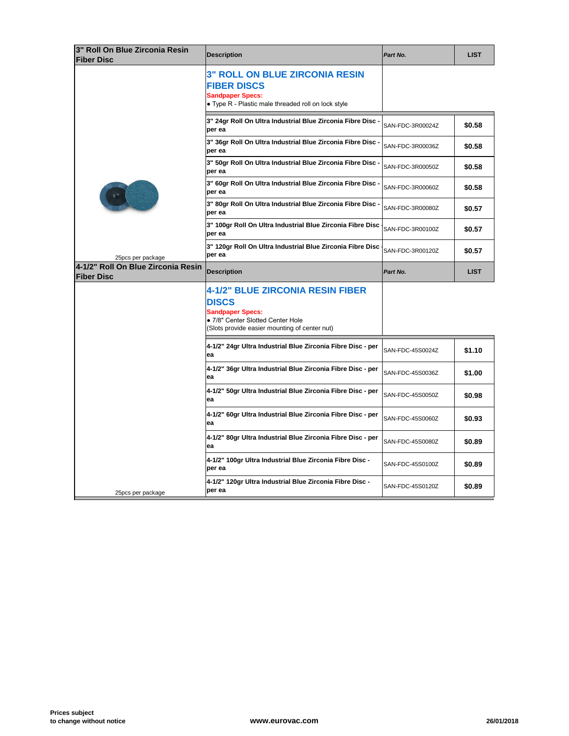| 3" Roll On Blue Zirconia Resin Fiber Disc | Description | Part No. | LIST |
|---|---|---|---|
| | **3" ROLL ON BLUE ZIRCONIA RESIN FIBER DISCS**<br>**Sandpaper Specs:**<br>● Type R - Plastic male threaded roll on lock style | | |
| | 3" 24gr Roll On Ultra Industrial Blue Zirconia Fibre Disc - per ea | SAN-FDC-3R00024Z | $0.58 |
| | 3" 36gr Roll On Ultra Industrial Blue Zirconia Fibre Disc - per ea | SAN-FDC-3R00036Z | $0.58 |
| | 3" 50gr Roll On Ultra Industrial Blue Zirconia Fibre Disc - per ea | SAN-FDC-3R00050Z | $0.58 |
| | 3" 60gr Roll On Ultra Industrial Blue Zirconia Fibre Disc - per ea | SAN-FDC-3R00060Z | $0.58 |
| | 3" 80gr Roll On Ultra Industrial Blue Zirconia Fibre Disc - per ea | SAN-FDC-3R00080Z | $0.57 |
| | 3" 100gr Roll On Ultra Industrial Blue Zirconia Fibre Disc - per ea | SAN-FDC-3R00100Z | $0.57 |
| 25pcs per package | 3" 120gr Roll On Ultra Industrial Blue Zirconia Fibre Disc - per ea | SAN-FDC-3R00120Z | $0.57 |

| 4-1/2" Roll On Blue Zirconia Resin Fiber Disc | Description | Part No. | LIST |
|---|---|---|---|
| | **4-1/2" BLUE ZIRCONIA RESIN FIBER DISCS**<br>**Sandpaper Specs:**<br>● 7/8" Center Slotted Center Hole<br>(Slots provide easier mounting of center nut) | | |
| | 4-1/2" 24gr Ultra Industrial Blue Zirconia Fibre Disc - per ea | SAN-FDC-45S0024Z | $1.10 |
| | 4-1/2" 36gr Ultra Industrial Blue Zirconia Fibre Disc - per ea | SAN-FDC-45S0036Z | $1.00 |
| | 4-1/2" 50gr Ultra Industrial Blue Zirconia Fibre Disc - per ea | SAN-FDC-45S0050Z | $0.98 |
| | 4-1/2" 60gr Ultra Industrial Blue Zirconia Fibre Disc - per ea | SAN-FDC-45S0060Z | $0.93 |
| | 4-1/2" 80gr Ultra Industrial Blue Zirconia Fibre Disc - per ea | SAN-FDC-45S0080Z | $0.89 |
| | 4-1/2" 100gr Ultra Industrial Blue Zirconia Fibre Disc - per ea | SAN-FDC-45S0100Z | $0.89 |
| 25pcs per package | 4-1/2" 120gr Ultra Industrial Blue Zirconia Fibre Disc - per ea | SAN-FDC-45S0120Z | $0.89 |

**Prices subject to change without notice** | **www.eurovac.com** | **26/01/2018**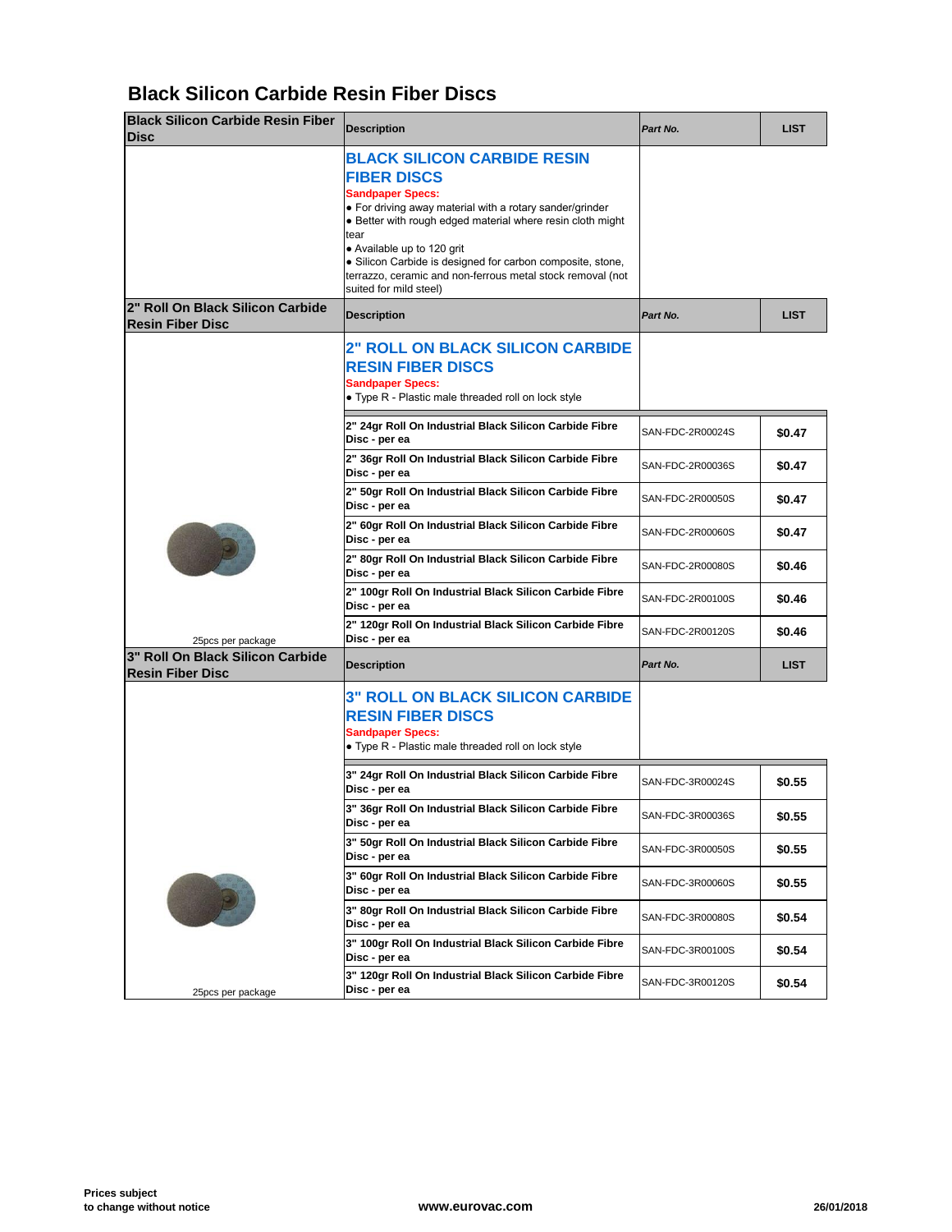# Black Silicon Carbide Resin Fiber Discs

| Black Silicon Carbide Resin Fiber Disc | Description | Part No. | LIST |
|---|---|---|---|
| | **BLACK SILICON CARBIDE RESIN FIBER DISCS**<br>**Sandpaper Specs:**<br>• For driving away material with a rotary sander/grinder<br>• Better with rough edged material where resin cloth might tear<br>• Available up to 120 grit<br>• Silicon Carbide is designed for carbon composite, stone, terrazzo, ceramic and non-ferrous metal stock removal (not suited for mild steel) | | |

| 2" Roll On Black Silicon Carbide Resin Fiber Disc | Description | Part No. | LIST |
|---|---|---|---|
| | **2" ROLL ON BLACK SILICON CARBIDE RESIN FIBER DISCS**<br>**Sandpaper Specs:**<br>• Type R - Plastic male threaded roll on lock style | | |
| | **2" 24gr Roll On Industrial Black Silicon Carbide Fibre Disc - per ea** | SAN-FDC-2R00024S | **$0.47** |
| | **2" 36gr Roll On Industrial Black Silicon Carbide Fibre Disc - per ea** | SAN-FDC-2R00036S | **$0.47** |
| | **2" 50gr Roll On Industrial Black Silicon Carbide Fibre Disc - per ea** | SAN-FDC-2R00050S | **$0.47** |
| | **2" 60gr Roll On Industrial Black Silicon Carbide Fibre Disc - per ea** | SAN-FDC-2R00060S | **$0.47** |
| | **2" 80gr Roll On Industrial Black Silicon Carbide Fibre Disc - per ea** | SAN-FDC-2R00080S | **$0.46** |
| | **2" 100gr Roll On Industrial Black Silicon Carbide Fibre Disc - per ea** | SAN-FDC-2R00100S | **$0.46** |
| 25pcs per package | **2" 120gr Roll On Industrial Black Silicon Carbide Fibre Disc - per ea** | SAN-FDC-2R00120S | **$0.46** |

| 3" Roll On Black Silicon Carbide Resin Fiber Disc | Description | Part No. | LIST |
|---|---|---|---|
| | **3" ROLL ON BLACK SILICON CARBIDE RESIN FIBER DISCS**<br>**Sandpaper Specs:**<br>• Type R - Plastic male threaded roll on lock style | | |
| | **3" 24gr Roll On Industrial Black Silicon Carbide Fibre Disc - per ea** | SAN-FDC-3R00024S | **$0.55** |
| | **3" 36gr Roll On Industrial Black Silicon Carbide Fibre Disc - per ea** | SAN-FDC-3R00036S | **$0.55** |
| | **3" 50gr Roll On Industrial Black Silicon Carbide Fibre Disc - per ea** | SAN-FDC-3R00050S | **$0.55** |
| | **3" 60gr Roll On Industrial Black Silicon Carbide Fibre Disc - per ea** | SAN-FDC-3R00060S | **$0.55** |
| | **3" 80gr Roll On Industrial Black Silicon Carbide Fibre Disc - per ea** | SAN-FDC-3R00080S | **$0.54** |
| | **3" 100gr Roll On Industrial Black Silicon Carbide Fibre Disc - per ea** | SAN-FDC-3R00100S | **$0.54** |
| 25pcs per package | **3" 120gr Roll On Industrial Black Silicon Carbide Fibre Disc - per ea** | SAN-FDC-3R00120S | **$0.54** |

**Prices subject to change without notice** | **www.eurovac.com** | **26/01/2018**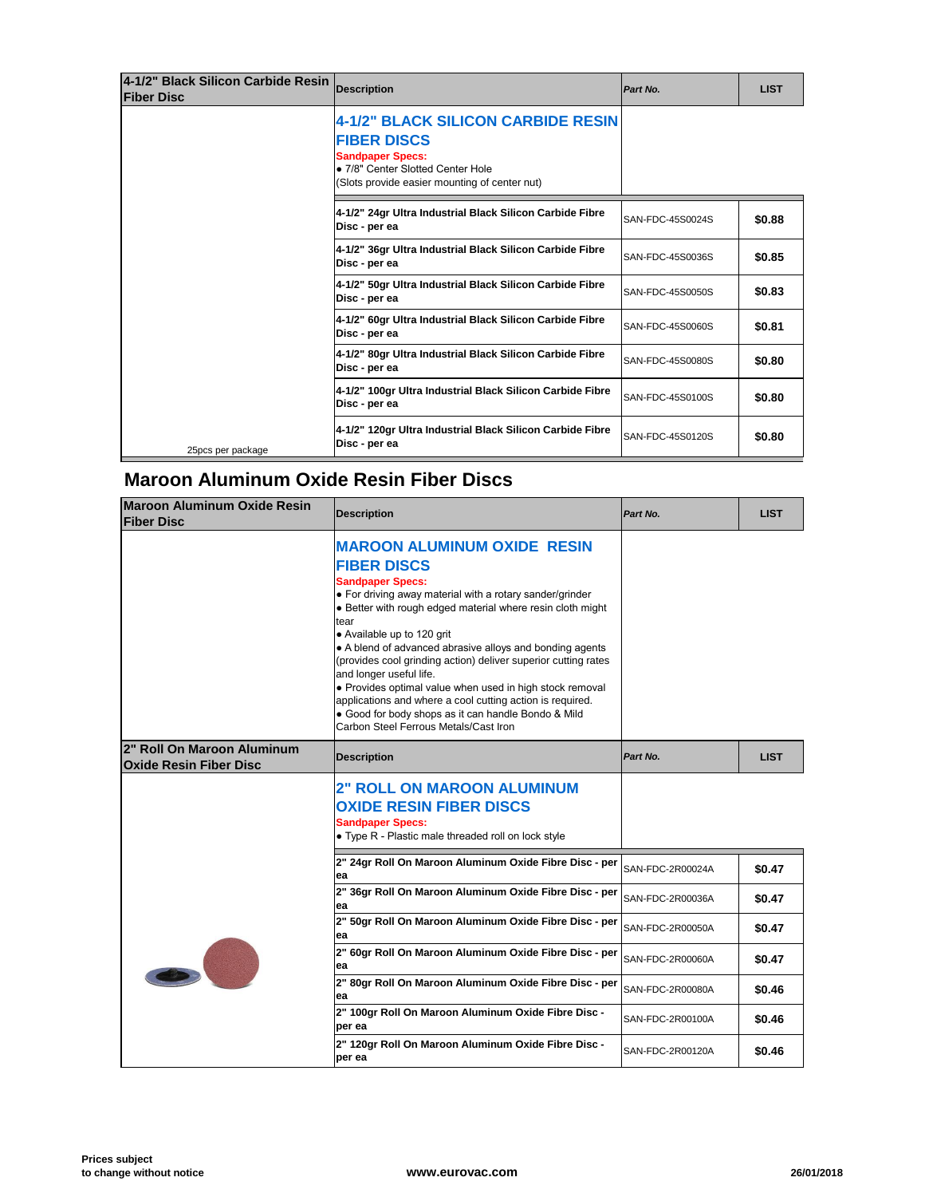| 4-1/2" Black Silicon Carbide Resin Fiber Disc | Description | *Part No.* | LIST |
|---|---|---|---|
| | **4-1/2" BLACK SILICON CARBIDE RESIN FIBER DISCS** <br> **Sandpaper Specs:** <br> • 7/8" Center Slotted Center Hole <br> (Slots provide easier mounting of center nut) | | |
| | **4-1/2" 24gr Ultra Industrial Black Silicon Carbide Fibre Disc - per ea** | SAN-FDC-45S0024S | **$0.88** |
| | **4-1/2" 36gr Ultra Industrial Black Silicon Carbide Fibre Disc - per ea** | SAN-FDC-45S0036S | **$0.85** |
| | **4-1/2" 50gr Ultra Industrial Black Silicon Carbide Fibre Disc - per ea** | SAN-FDC-45S0050S | **$0.83** |
| | **4-1/2" 60gr Ultra Industrial Black Silicon Carbide Fibre Disc - per ea** | SAN-FDC-45S0060S | **$0.81** |
| | **4-1/2" 80gr Ultra Industrial Black Silicon Carbide Fibre Disc - per ea** | SAN-FDC-45S0080S | **$0.80** |
| | **4-1/2" 100gr Ultra Industrial Black Silicon Carbide Fibre Disc - per ea** | SAN-FDC-45S0100S | **$0.80** |
| 25pcs per package | **4-1/2" 120gr Ultra Industrial Black Silicon Carbide Fibre Disc - per ea** | SAN-FDC-45S0120S | **$0.80** |

## Maroon Aluminum Oxide Resin Fiber Discs

| Maroon Aluminum Oxide Resin Fiber Disc | Description | *Part No.* | LIST |
|---|---|---|---|
| | **MAROON ALUMINUM OXIDE RESIN FIBER DISCS** <br> **Sandpaper Specs:** <br> • For driving away material with a rotary sander/grinder <br> • Better with rough edged material where resin cloth might tear <br> • Available up to 120 grit <br> • A blend of advanced abrasive alloys and bonding agents (provides cool grinding action) deliver superior cutting rates and longer useful life. <br> • Provides optimal value when used in high stock removal applications and where a cool cutting action is required. <br> • Good for body shops as it can handle Bondo & Mild Carbon Steel Ferrous Metals/Cast Iron | | |

| 2" Roll On Maroon Aluminum Oxide Resin Fiber Disc | Description | *Part No.* | LIST |
|---|---|---|---|
| | **2" ROLL ON MAROON ALUMINUM OXIDE RESIN FIBER DISCS** <br> **Sandpaper Specs:** <br> • Type R - Plastic male threaded roll on lock style | | |
| | **2" 24gr Roll On Maroon Aluminum Oxide Fibre Disc - per ea** | SAN-FDC-2R00024A | **$0.47** |
| | **2" 36gr Roll On Maroon Aluminum Oxide Fibre Disc - per ea** | SAN-FDC-2R00036A | **$0.47** |
| | **2" 50gr Roll On Maroon Aluminum Oxide Fibre Disc - per ea** | SAN-FDC-2R00050A | **$0.47** |
| | **2" 60gr Roll On Maroon Aluminum Oxide Fibre Disc - per ea** | SAN-FDC-2R00060A | **$0.47** |
| | **2" 80gr Roll On Maroon Aluminum Oxide Fibre Disc - per ea** | SAN-FDC-2R00080A | **$0.46** |
| | **2" 100gr Roll On Maroon Aluminum Oxide Fibre Disc - per ea** | SAN-FDC-2R00100A | **$0.46** |
| | **2" 120gr Roll On Maroon Aluminum Oxide Fibre Disc - per ea** | SAN-FDC-2R00120A | **$0.46** |

**Prices subject to change without notice**

**www.eurovac.com**

**26/01/2018**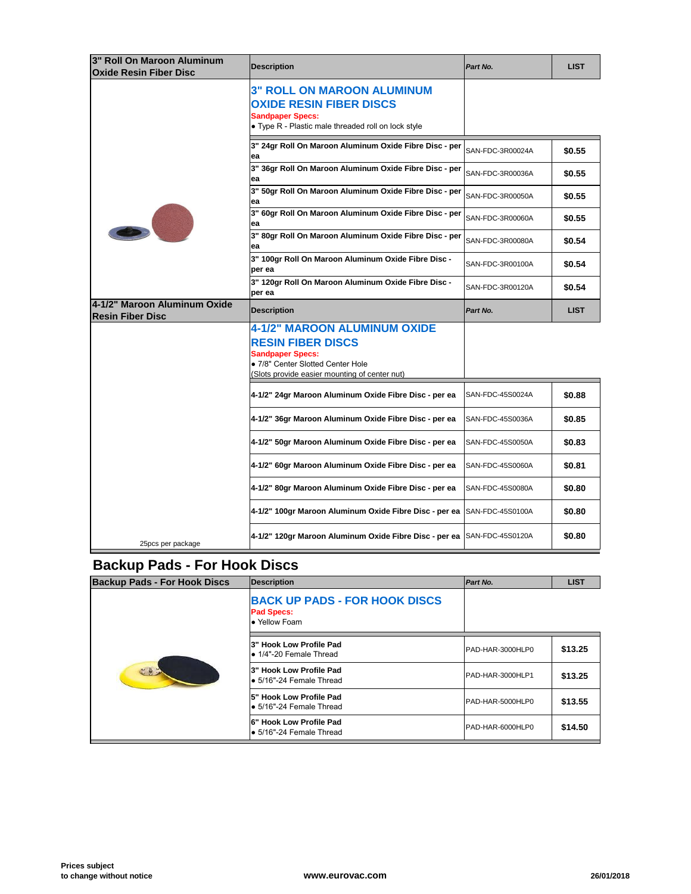| 3" Roll On Maroon Aluminum Oxide Resin Fiber Disc | Description | Part No. | LIST |
|---|---|---|---|
| | **3" ROLL ON MAROON ALUMINUM OXIDE RESIN FIBER DISCS**<br>Sandpaper Specs:<br>• Type R - Plastic male threaded roll on lock style | | |
| | 3" 24gr Roll On Maroon Aluminum Oxide Fibre Disc - per ea | SAN-FDC-3R00024A | $0.55 |
| | 3" 36gr Roll On Maroon Aluminum Oxide Fibre Disc - per ea | SAN-FDC-3R00036A | $0.55 |
| | 3" 50gr Roll On Maroon Aluminum Oxide Fibre Disc - per ea | SAN-FDC-3R00050A | $0.55 |
| | 3" 60gr Roll On Maroon Aluminum Oxide Fibre Disc - per ea | SAN-FDC-3R00060A | $0.55 |
| | 3" 80gr Roll On Maroon Aluminum Oxide Fibre Disc - per ea | SAN-FDC-3R00080A | $0.54 |
| | 3" 100gr Roll On Maroon Aluminum Oxide Fibre Disc - per ea | SAN-FDC-3R00100A | $0.54 |
| | 3" 120gr Roll On Maroon Aluminum Oxide Fibre Disc - per ea | SAN-FDC-3R00120A | $0.54 |

| 4-1/2" Maroon Aluminum Oxide Resin Fiber Disc | Description | Part No. | LIST |
|---|---|---|---|
| | **4-1/2" MAROON ALUMINUM OXIDE RESIN FIBER DISCS**<br>Sandpaper Specs:<br>• 7/8" Center Slotted Center Hole<br>(Slots provide easier mounting of center nut) | | |
| | 4-1/2" 24gr Maroon Aluminum Oxide Fibre Disc - per ea | SAN-FDC-45S0024A | $0.88 |
| | 4-1/2" 36gr Maroon Aluminum Oxide Fibre Disc - per ea | SAN-FDC-45S0036A | $0.85 |
| | 4-1/2" 50gr Maroon Aluminum Oxide Fibre Disc - per ea | SAN-FDC-45S0050A | $0.83 |
| | 4-1/2" 60gr Maroon Aluminum Oxide Fibre Disc - per ea | SAN-FDC-45S0060A | $0.81 |
| | 4-1/2" 80gr Maroon Aluminum Oxide Fibre Disc - per ea | SAN-FDC-45S0080A | $0.80 |
| | 4-1/2" 100gr Maroon Aluminum Oxide Fibre Disc - per ea | SAN-FDC-45S0100A | $0.80 |
| 25pcs per package | 4-1/2" 120gr Maroon Aluminum Oxide Fibre Disc - per ea | SAN-FDC-45S0120A | $0.80 |

## Backup Pads - For Hook Discs

| Backup Pads - For Hook Discs | Description | Part No. | LIST |
|---|---|---|---|
| | **BACK UP PADS - FOR HOOK DISCS**<br>Pad Specs:<br>• Yellow Foam | | |
| | 3" Hook Low Profile Pad<br>• 1/4"-20 Female Thread | PAD-HAR-3000HLP0 | $13.25 |
| | 3" Hook Low Profile Pad<br>• 5/16"-24 Female Thread | PAD-HAR-3000HLP1 | $13.25 |
| | 5" Hook Low Profile Pad<br>• 5/16"-24 Female Thread | PAD-HAR-5000HLP0 | $13.55 |
| | 6" Hook Low Profile Pad<br>• 5/16"-24 Female Thread | PAD-HAR-6000HLP0 | $14.50 |

Prices subject to change without notice — www.eurovac.com — 26/01/2018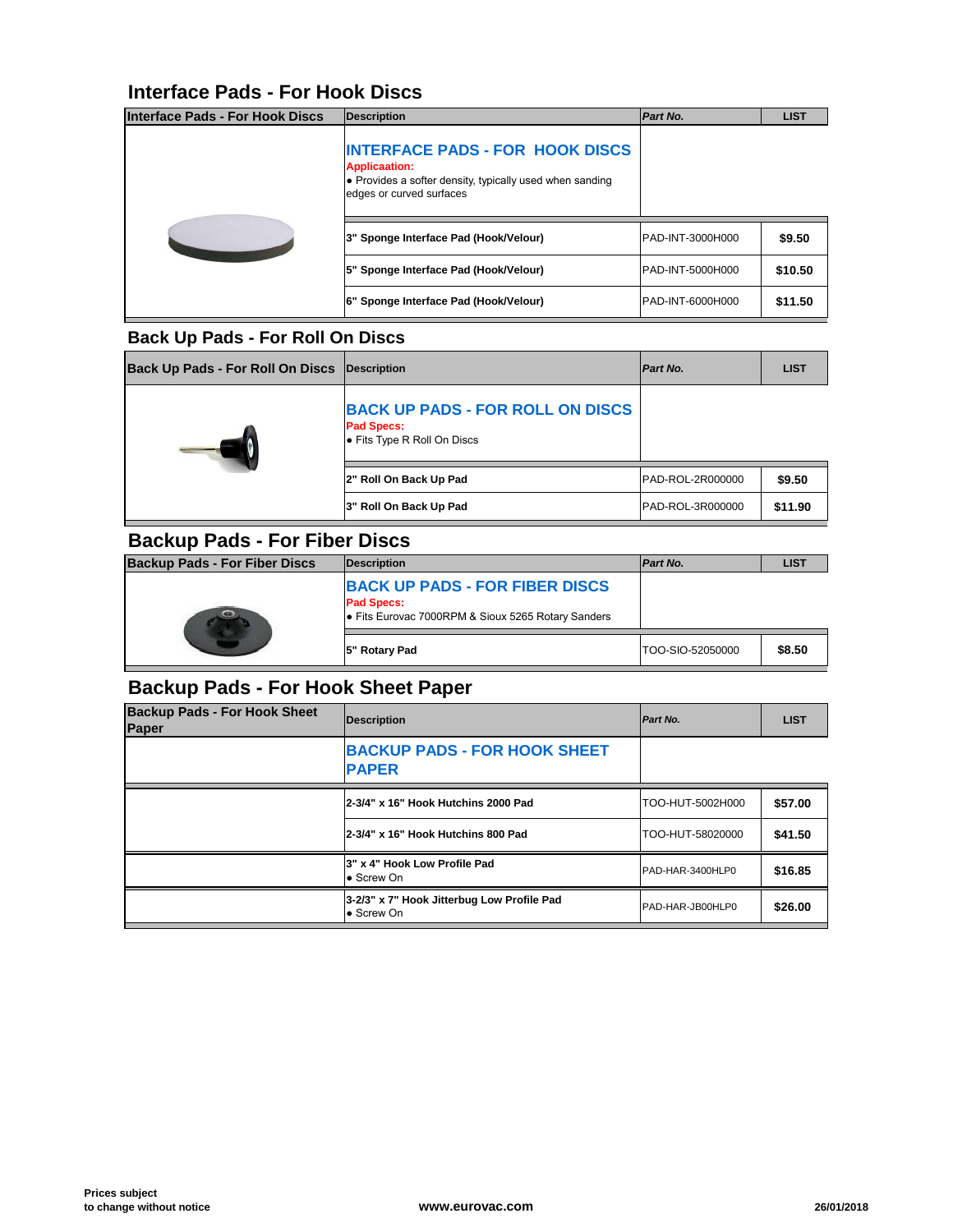## Interface Pads - For Hook Discs

| Interface Pads - For Hook Discs | Description | *Part No.* | LIST |
|---|---|---|---|
| | **INTERFACE PADS - FOR HOOK DISCS**<br>**Applicaation:**<br>• Provides a softer density, typically used when sanding edges or curved surfaces | | |
| | **3" Sponge Interface Pad (Hook/Velour)** | PAD-INT-3000H000 | **$9.50** |
| | **5" Sponge Interface Pad (Hook/Velour)** | PAD-INT-5000H000 | **$10.50** |
| | **6" Sponge Interface Pad (Hook/Velour)** | PAD-INT-6000H000 | **$11.50** |

## Back Up Pads - For Roll On Discs

| Back Up Pads - For Roll On Discs | Description | *Part No.* | LIST |
|---|---|---|---|
| | **BACK UP PADS - FOR ROLL ON DISCS**<br>**Pad Specs:**<br>• Fits Type R Roll On Discs | | |
| | **2" Roll On Back Up Pad** | PAD-ROL-2R000000 | **$9.50** |
| | **3" Roll On Back Up Pad** | PAD-ROL-3R000000 | **$11.90** |

## Backup Pads - For Fiber Discs

| Backup Pads - For Fiber Discs | Description | *Part No.* | LIST |
|---|---|---|---|
| | **BACK UP PADS - FOR FIBER DISCS**<br>**Pad Specs:**<br>• Fits Eurovac 7000RPM & Sioux 5265 Rotary Sanders | | |
| | **5" Rotary Pad** | TOO-SIO-52050000 | **$8.50** |

## Backup Pads - For Hook Sheet Paper

| Backup Pads - For Hook Sheet Paper | Description | *Part No.* | LIST |
|---|---|---|---|
| | **BACKUP PADS - FOR HOOK SHEET PAPER** | | |
| | **2-3/4" x 16" Hook Hutchins 2000 Pad** | TOO-HUT-5002H000 | **$57.00** |
| | **2-3/4" x 16" Hook Hutchins 800 Pad** | TOO-HUT-58020000 | **$41.50** |
| | **3" x 4" Hook Low Profile Pad**<br>• Screw On | PAD-HAR-3400HLP0 | **$16.85** |
| | **3-2/3" x 7" Hook Jitterbug Low Profile Pad**<br>• Screw On | PAD-HAR-JB00HLP0 | **$26.00** |

Prices subject to change without notice

www.eurovac.com

26/01/2018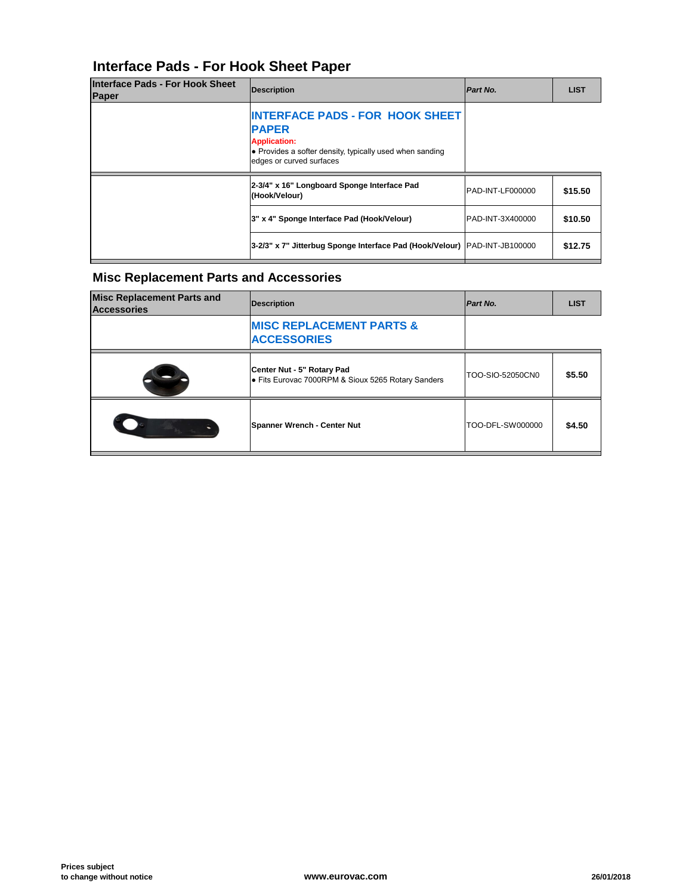## Interface Pads - For Hook Sheet Paper

| Interface Pads - For Hook Sheet Paper | Description | *Part No.* | LIST |
|---|---|---|---|
| | **INTERFACE PADS - FOR HOOK SHEET PAPER**<br>**Application:**<br>• Provides a softer density, typically used when sanding edges or curved surfaces | | |
| | **2-3/4" x 16" Longboard Sponge Interface Pad (Hook/Velour)** | PAD-INT-LF000000 | **$15.50** |
| | **3" x 4" Sponge Interface Pad (Hook/Velour)** | PAD-INT-3X400000 | **$10.50** |
| | **3-2/3" x 7" Jitterbug Sponge Interface Pad (Hook/Velour)** | PAD-INT-JB100000 | **$12.75** |

## Misc Replacement Parts and Accessories

| Misc Replacement Parts and Accessories | Description | *Part No.* | LIST |
|---|---|---|---|
| | **MISC REPLACEMENT PARTS & ACCESSORIES** | | |
| | **Center Nut - 5" Rotary Pad**<br>• Fits Eurovac 7000RPM & Sioux 5265 Rotary Sanders | TOO-SIO-52050CN0 | **$5.50** |
| | **Spanner Wrench - Center Nut** | TOO-DFL-SW000000 | **$4.50** |

**Prices subject to change without notice**

**www.eurovac.com**

**26/01/2018**